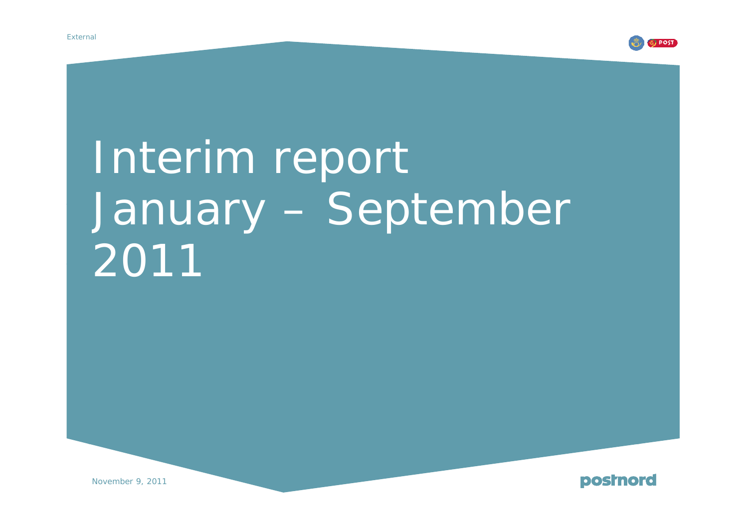External

# Interim report January – September 2011

November 9, 2011

postnord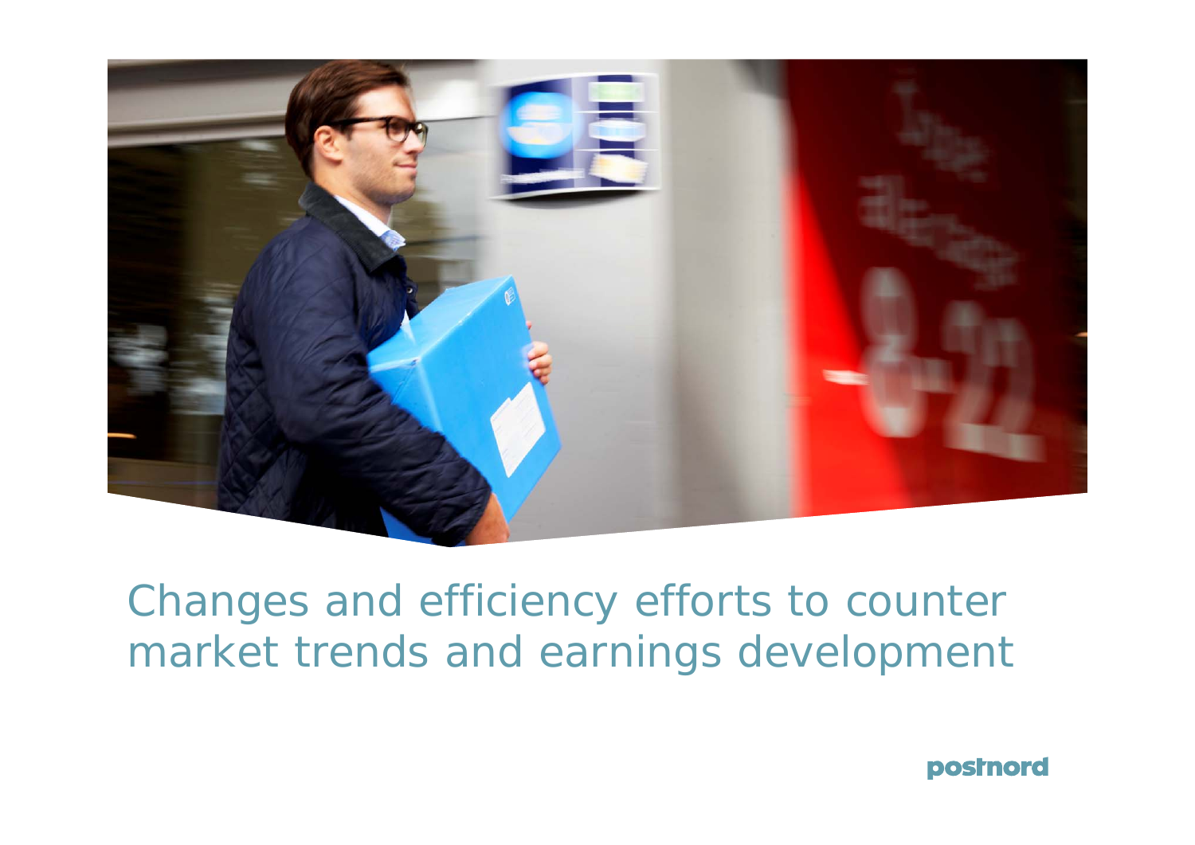# Changes and efficiency efforts to counter market trends and earnings development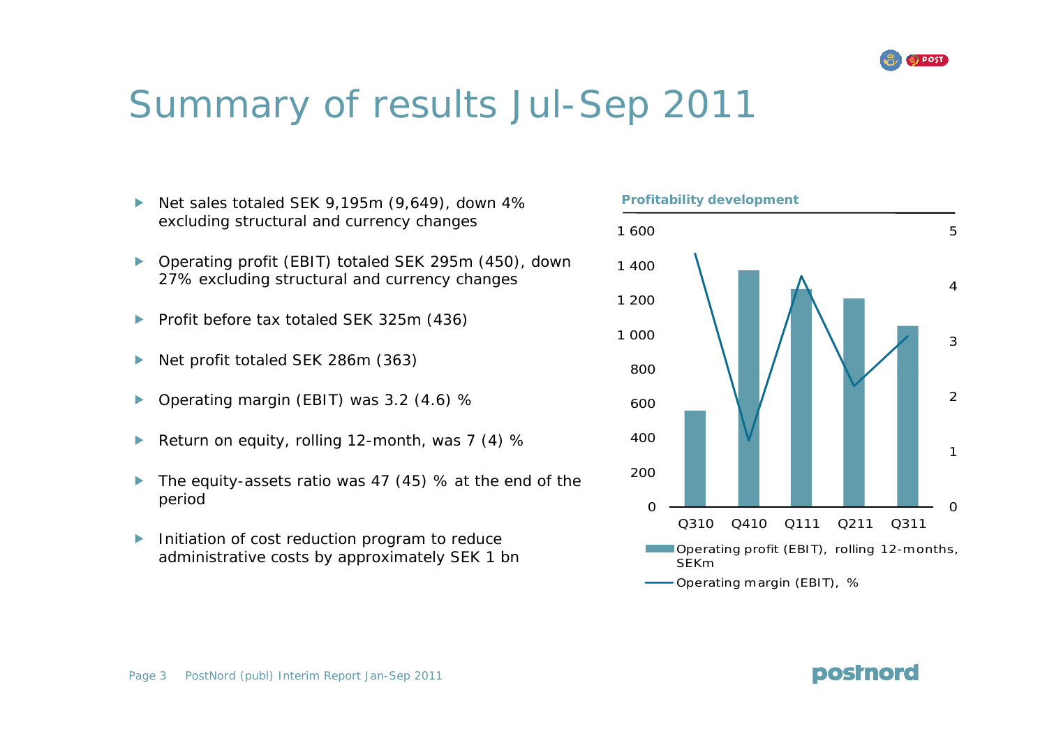# Summary of results Jul-Sep 2011

- Net sales totaled SEK 9,195m (9,649), down 4% excluding structural and currency changes
- Operating profit (EBIT) totaled SEK 295m (450), down 27% excluding structural and currency changes
- Profit before tax totaled SEK 325m (436)
- Net profit totaled SEK 286m (363)
- Operating margin (EBIT) was 3.2 (4.6) %
- Return on equity, rolling 12-month, was 7 (4) %
- The equity-assets ratio was 47 (45) % at the end of the period
- Initiation of cost reduction program to reduce administrative costs by approximately SEK 1 bn

**Profitability development**

Chart legend: Operating profit (EBIT), rolling 12-months, SEKm (bars, left axis 0–1 600); Operating margin (EBIT), % (line, right axis 0–5). Quarters: Q310, Q410, Q111, Q211, Q311.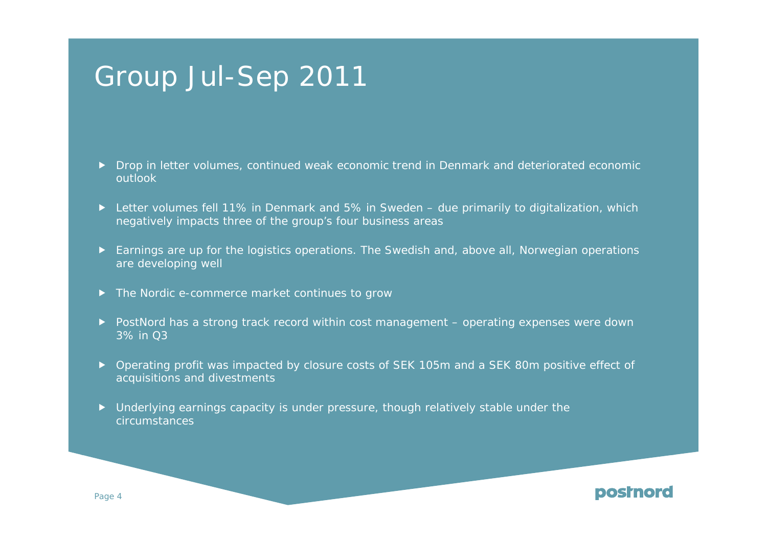# Group Jul-Sep 2011

- Drop in letter volumes, continued weak economic trend in Denmark and deteriorated economic outlook
- Letter volumes fell 11% in Denmark and 5% in Sweden – due primarily to digitalization, which negatively impacts three of the group's four business areas
- Earnings are up for the logistics operations. The Swedish and, above all, Norwegian operations are developing well
- The Nordic e-commerce market continues to grow
- PostNord has a strong track record within cost management – operating expenses were down 3% in Q3
- Operating profit was impacted by closure costs of SEK 105m and a SEK 80m positive effect of acquisitions and divestments
- Underlying earnings capacity is under pressure, though relatively stable under the circumstances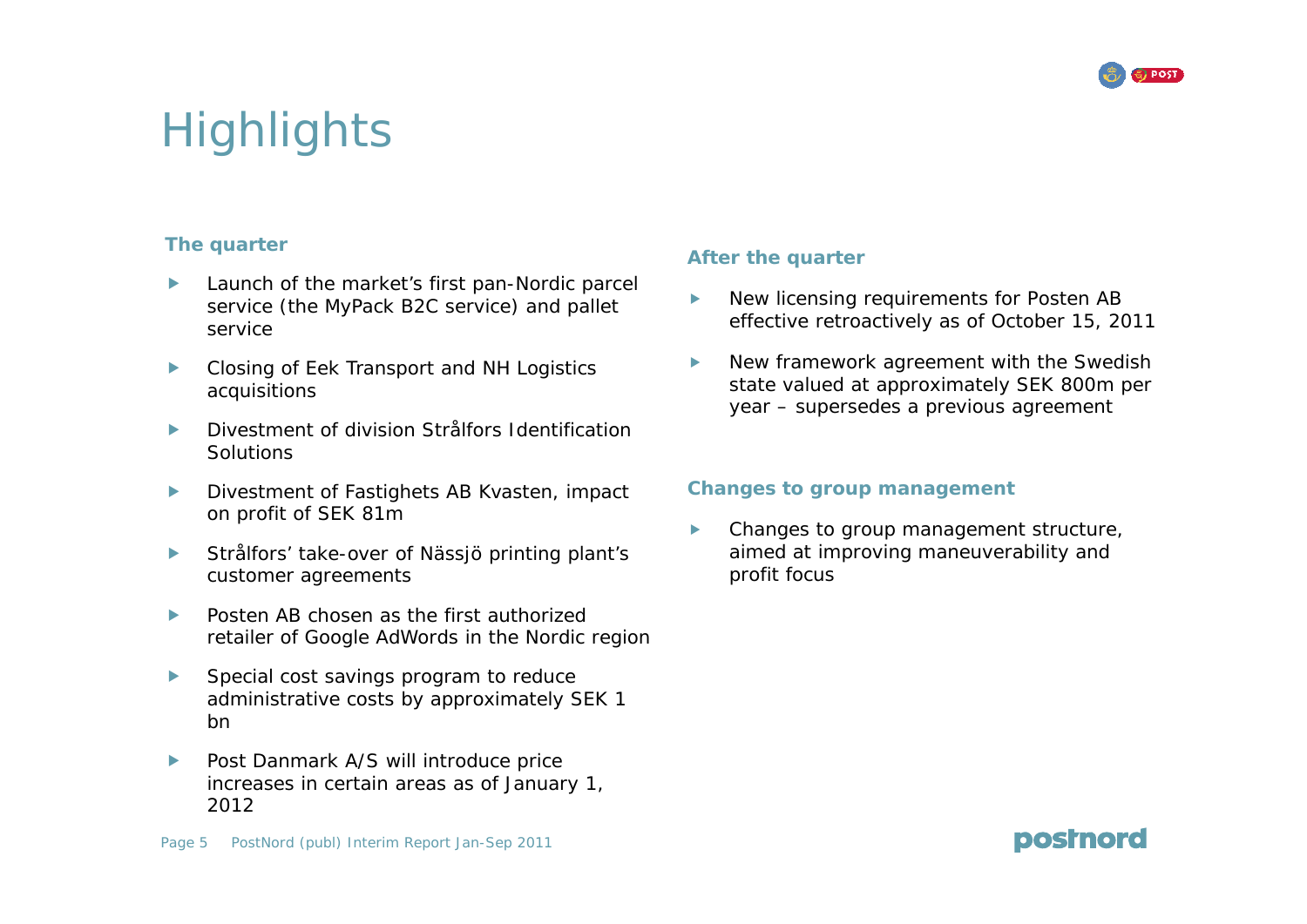# Highlights

### The quarter

- Launch of the market's first pan-Nordic parcel service (the MyPack B2C service) and pallet service
- Closing of Eek Transport and NH Logistics acquisitions
- Divestment of division Strålfors Identification Solutions
- Divestment of Fastighets AB Kvasten, impact on profit of SEK 81m
- Strålfors' take-over of Nässjö printing plant's customer agreements
- Posten AB chosen as the first authorized retailer of Google AdWords in the Nordic region
- Special cost savings program to reduce administrative costs by approximately SEK 1 bn
- Post Danmark A/S will introduce price increases in certain areas as of January 1, 2012

### After the quarter

- New licensing requirements for Posten AB effective retroactively as of October 15, 2011
- New framework agreement with the Swedish state valued at approximately SEK 800m per year – supersedes a previous agreement

### Changes to group management

- Changes to group management structure, aimed at improving maneuverability and profit focus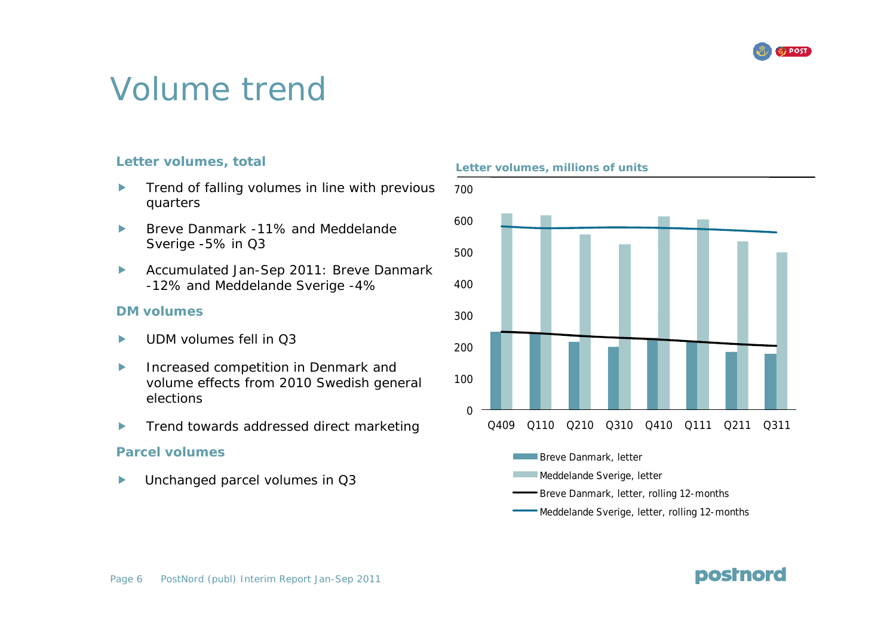# Volume trend

### Letter volumes, total

- Trend of falling volumes in line with previous quarters
- Breve Danmark -11% and Meddelande Sverige -5% in Q3
- Accumulated Jan-Sep 2011: Breve Danmark -12% and Meddelande Sverige -4%

### DM volumes

- UDM volumes fell in Q3
- Increased competition in Denmark and volume effects from 2010 Swedish general elections
- Trend towards addressed direct marketing

### Parcel volumes

- Unchanged parcel volumes in Q3

**Letter volumes, millions of units**

700
600
500
400
300
200
100
0

Q409 Q110 Q210 Q310 Q410 Q111 Q211 Q311

Breve Danmark, letter
Meddelande Sverige, letter
Breve Danmark, letter, rolling 12-months
Meddelande Sverige, letter, rolling 12-months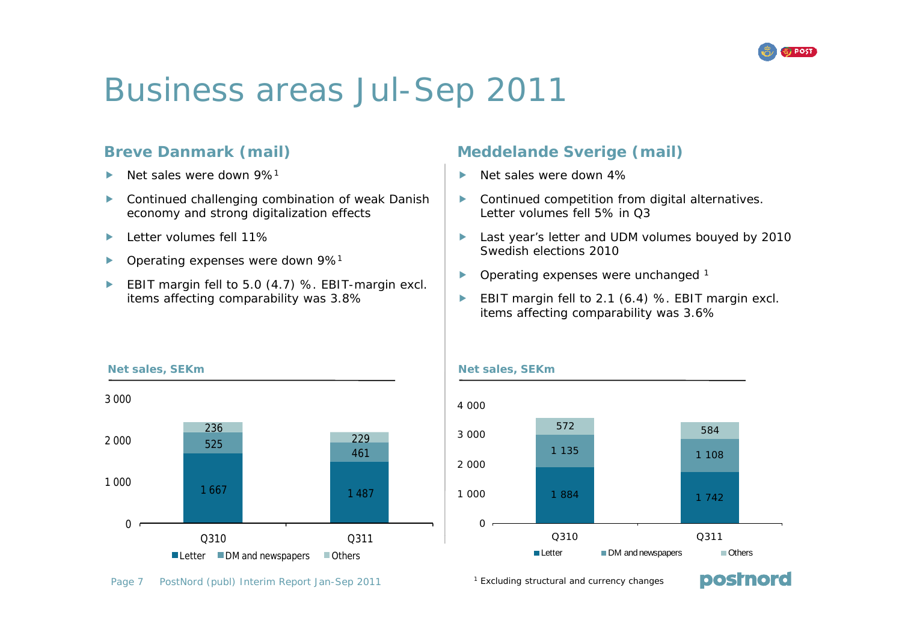# Business areas Jul-Sep 2011

## Breve Danmark (mail)

- Net sales were down 9%[1]
- Continued challenging combination of weak Danish economy and strong digitalization effects
- Letter volumes fell 11%
- Operating expenses were down 9%[1]
- EBIT margin fell to 5.0 (4.7) %. EBIT-margin excl. items affecting comparability was 3.8%

**Net sales, SEKm**

| | Q310 | Q311 |
|---|---|---|
| Letter | 1 667 | 1 487 |
| DM and newspapers | 525 | 461 |
| Others | 236 | 229 |

## Meddelande Sverige (mail)

- Net sales were down 4%
- Continued competition from digital alternatives. Letter volumes fell 5% in Q3
- Last year's letter and UDM volumes bouyed by 2010 Swedish elections 2010
- Operating expenses were unchanged [1]
- EBIT margin fell to 2.1 (6.4) %. EBIT margin excl. items affecting comparability was 3.6%

**Net sales, SEKm**

| | Q310 | Q311 |
|---|---|---|
| Letter | 1 884 | 1 742 |
| DM and newspapers | 1 135 | 1 108 |
| Others | 572 | 584 |

[1] Excluding structural and currency changes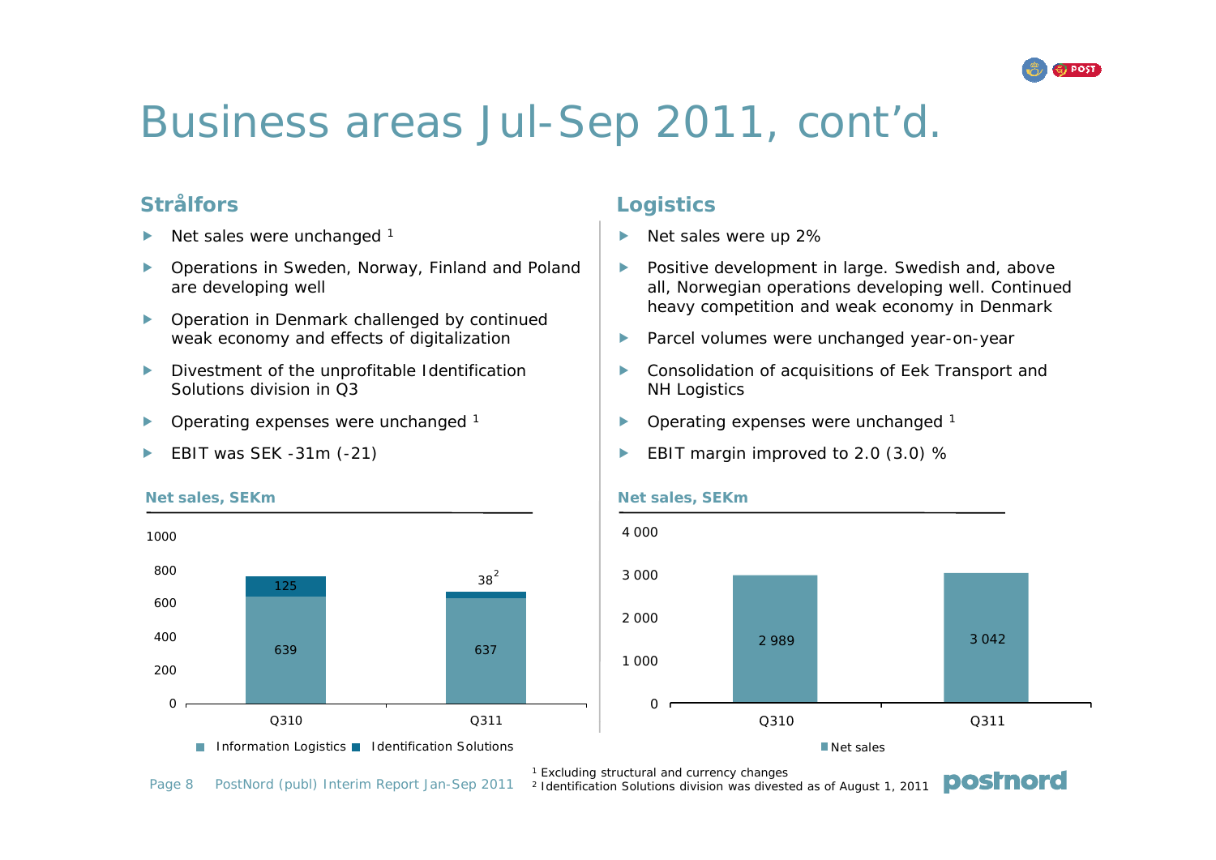# Business areas Jul-Sep 2011, cont'd.

## Strålfors

- Net sales were unchanged [1]
- Operations in Sweden, Norway, Finland and Poland are developing well
- Operation in Denmark challenged by continued weak economy and effects of digitalization
- Divestment of the unprofitable Identification Solutions division in Q3
- Operating expenses were unchanged [1]
- EBIT was SEK -31m (-21)

**Net sales, SEKm**

| | Q310 | Q311 |
|---|---|---|
| Information Logistics | 639 | 637 |
| Identification Solutions | 125 | 38[2] |

## Logistics

- Net sales were up 2%
- Positive development in large. Swedish and, above all, Norwegian operations developing well. Continued heavy competition and weak economy in Denmark
- Parcel volumes were unchanged year-on-year
- Consolidation of acquisitions of Eek Transport and NH Logistics
- Operating expenses were unchanged [1]
- EBIT margin improved to 2.0 (3.0) %

**Net sales, SEKm**

| | Q310 | Q311 |
|---|---|---|
| Net sales | 2 989 | 3 042 |

[1] Excluding structural and currency changes
[2] Identification Solutions division was divested as of August 1, 2011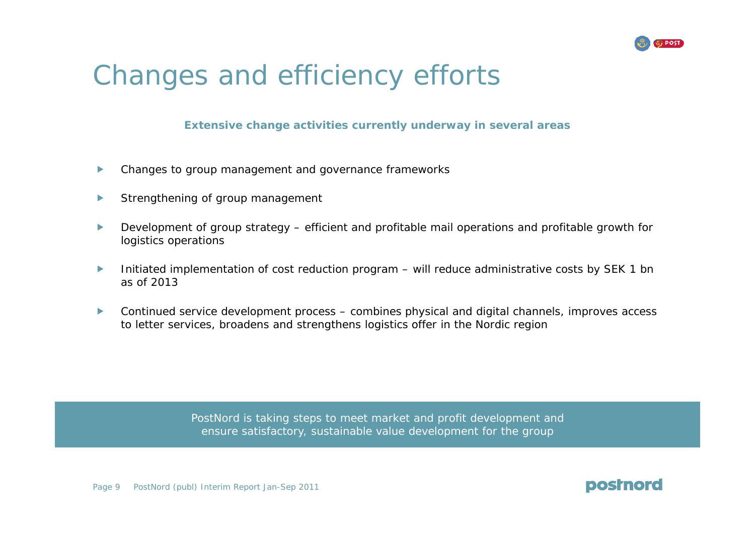# Changes and efficiency efforts

**Extensive change activities currently underway in several areas**

- Changes to group management and governance frameworks
- Strengthening of group management
- Development of group strategy – efficient and profitable mail operations and profitable growth for logistics operations
- Initiated implementation of cost reduction program – will reduce administrative costs by SEK 1 bn as of 2013
- Continued service development process – combines physical and digital channels, improves access to letter services, broadens and strengthens logistics offer in the Nordic region

PostNord is taking steps to meet market and profit development and ensure satisfactory, sustainable value development for the group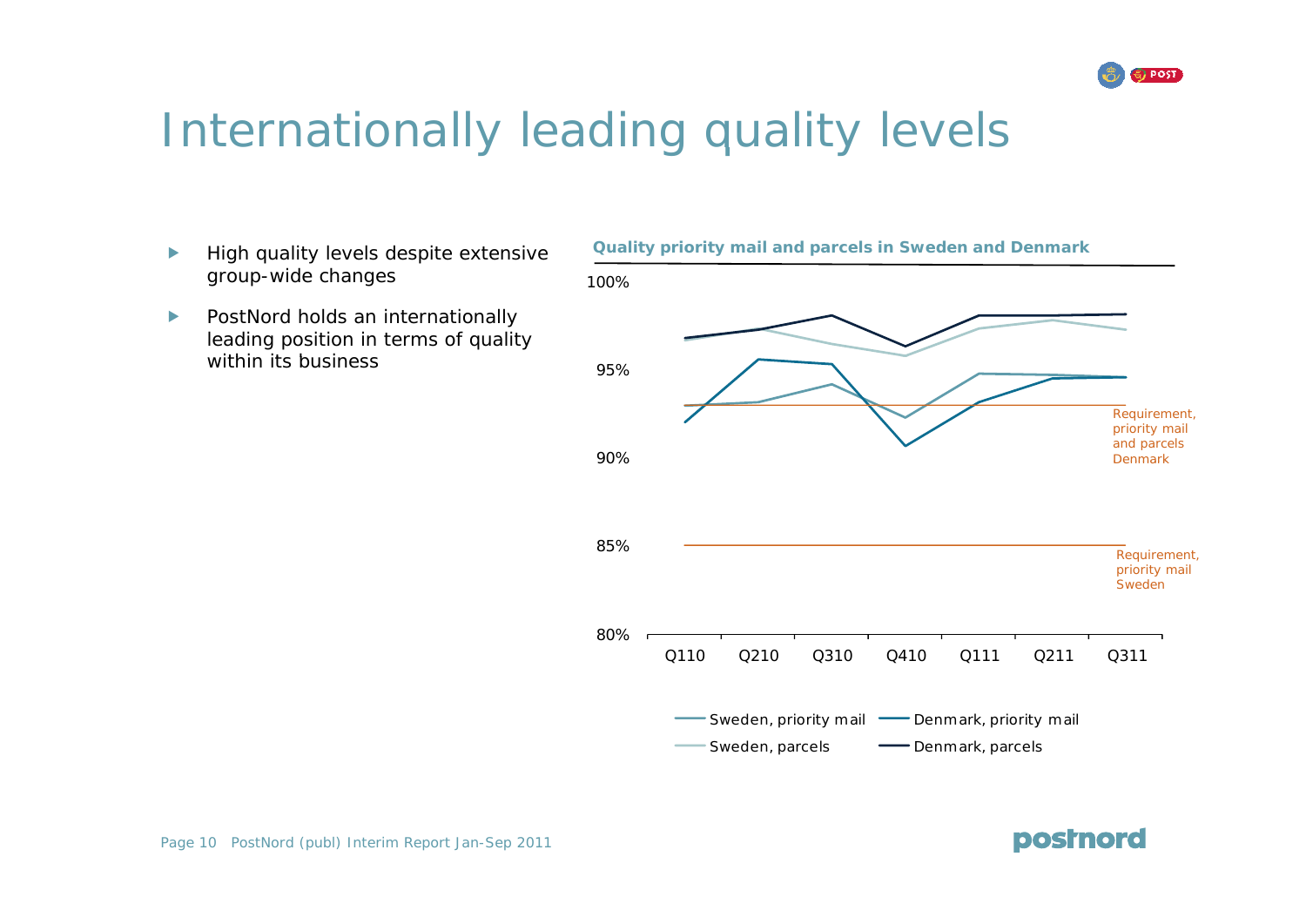# Internationally leading quality levels

- High quality levels despite extensive group-wide changes
- PostNord holds an internationally leading position in terms of quality within its business

**Quality priority mail and parcels in Sweden and Denmark**

100%

95%

90%

85%

80%

Q110 Q210 Q310 Q410 Q111 Q211 Q311

Requirement, priority mail and parcels Denmark

Requirement, priority mail Sweden

Sweden, priority mail — Denmark, priority mail — Sweden, parcels — Denmark, parcels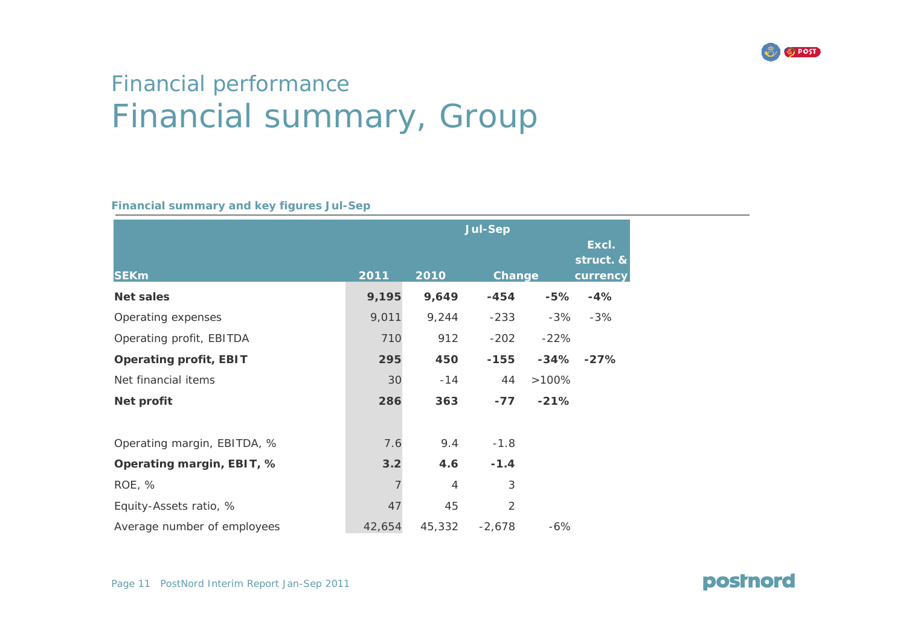Financial performance

# Financial summary, Group

**Financial summary and key figures Jul-Sep**

| SEKm | Jul-Sep | | | | |
|---|---|---|---|---|---|
| | 2011 | 2010 | Change | | Excl. struct. & currency |
| **Net sales** | **9,195** | **9,649** | **-454** | **-5%** | **-4%** |
| Operating expenses | 9,011 | 9,244 | -233 | -3% | -3% |
| Operating profit, EBITDA | 710 | 912 | -202 | -22% | |
| **Operating profit, EBIT** | **295** | **450** | **-155** | **-34%** | **-27%** |
| Net financial items | 30 | -14 | 44 | >100% | |
| **Net profit** | **286** | **363** | **-77** | **-21%** | |
| | | | | | |
| Operating margin, EBITDA, % | 7.6 | 9.4 | -1.8 | | |
| **Operating margin, EBIT, %** | **3.2** | **4.6** | **-1.4** | | |
| ROE, % | 7 | 4 | 3 | | |
| Equity-Assets ratio, % | 47 | 45 | 2 | | |
| Average number of employees | 42,654 | 45,332 | -2,678 | -6% | |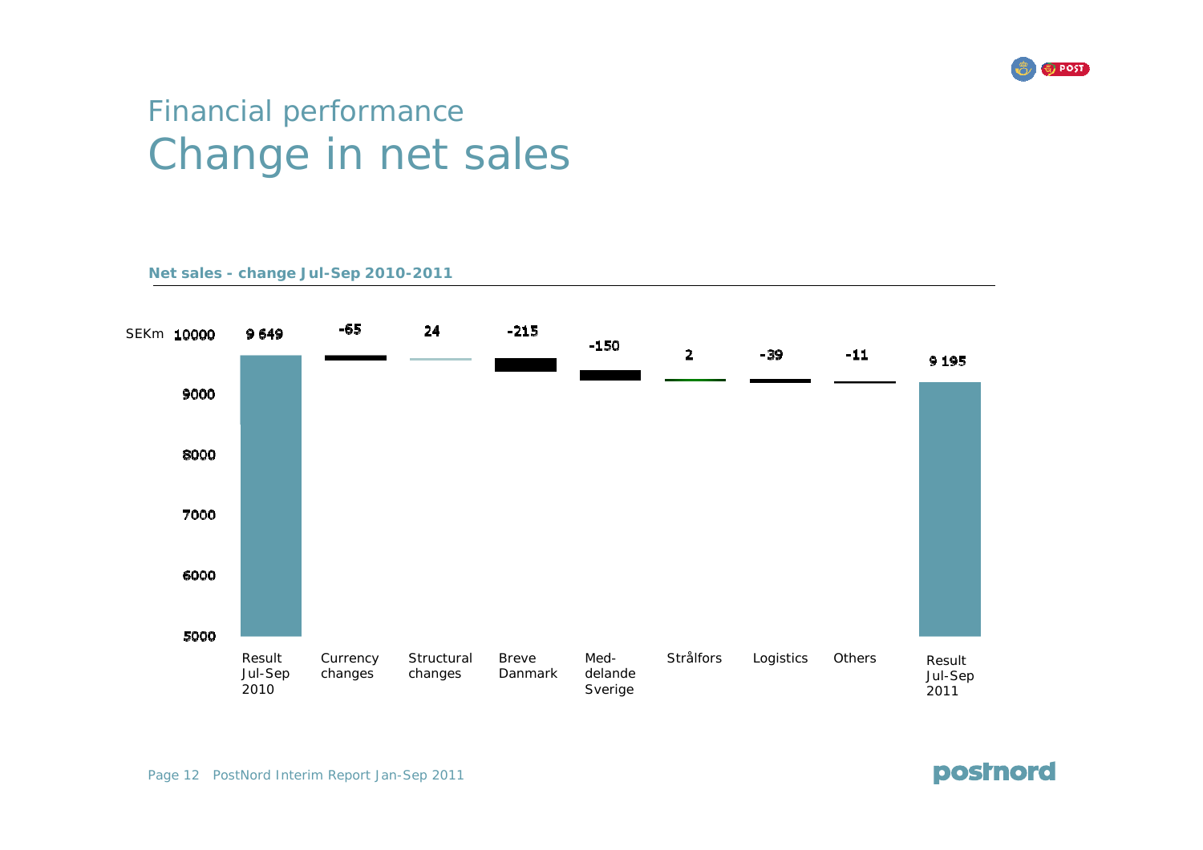# Financial performance
## Change in net sales

**Net sales - change Jul-Sep 2010-2011**

SEKm

| | Result Jul-Sep 2010 | Currency changes | Structural changes | Breve Danmark | Med-delande Sverige | Strålfors | Logistics | Others | Result Jul-Sep 2011 |
|---|---|---|---|---|---|---|---|---|---|
| SEKm | 9 649 | -65 | 24 | -215 | -150 | 2 | -39 | -11 | 9 195 |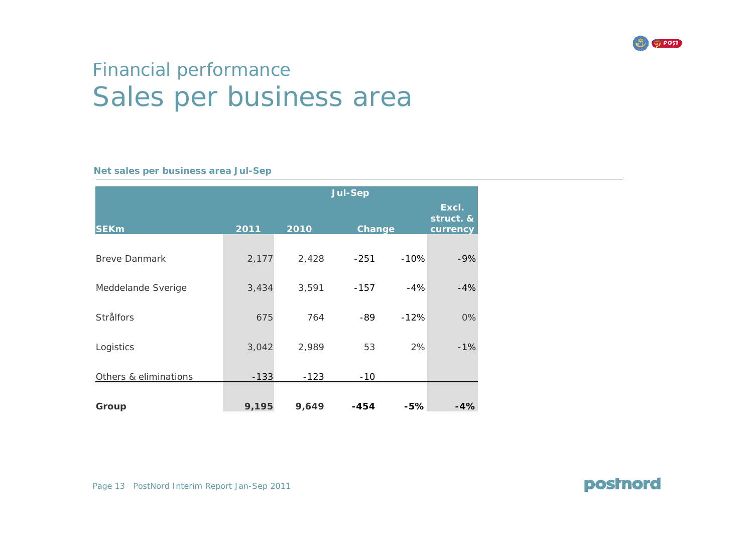# Financial performance

## Sales per business area

**Net sales per business area Jul-Sep**

| | Jul-Sep | | | | |
|---|---|---|---|---|---|
| SEKm | 2011 | 2010 | Change | | Excl. struct. & currency |
| Breve Danmark | 2,177 | 2,428 | -251 | -10% | -9% |
| Meddelande Sverige | 3,434 | 3,591 | -157 | -4% | -4% |
| Strålfors | 675 | 764 | -89 | -12% | 0% |
| Logistics | 3,042 | 2,989 | 53 | 2% | -1% |
| Others & eliminations | -133 | -123 | -10 | | |
| **Group** | **9,195** | **9,649** | **-454** | **-5%** | **-4%** |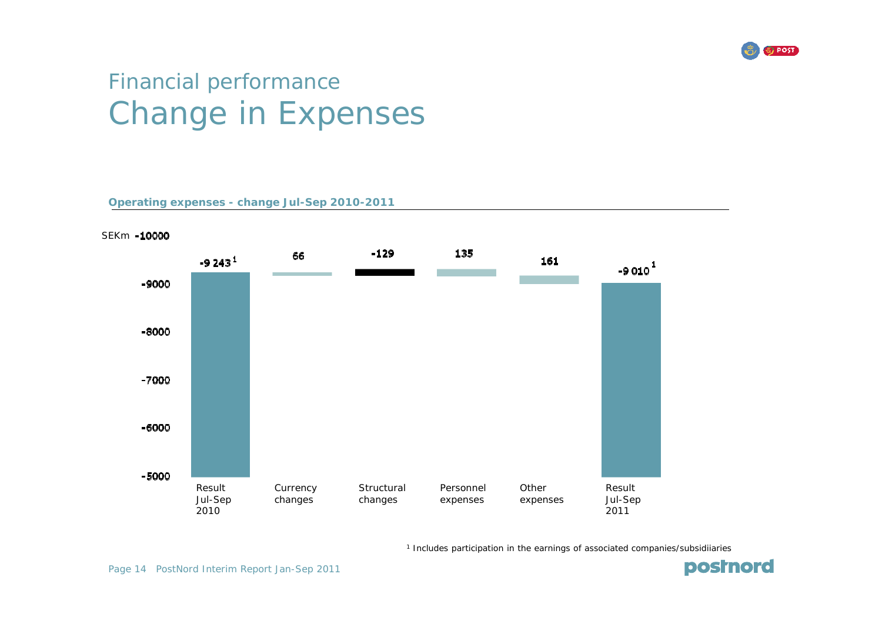# Financial performance
## Change in Expenses

**Operating expenses - change Jul-Sep 2010-2011**

SEKm

| | Result Jul-Sep 2010 | Currency changes | Structural changes | Personnel expenses | Other expenses | Result Jul-Sep 2011 |
|---|---|---|---|---|---|---|
| SEKm | -9 243[1] | 66 | -129 | 135 | 161 | -9 010[1] |

[1] Includes participation in the earnings of associated companies/subsidiiaries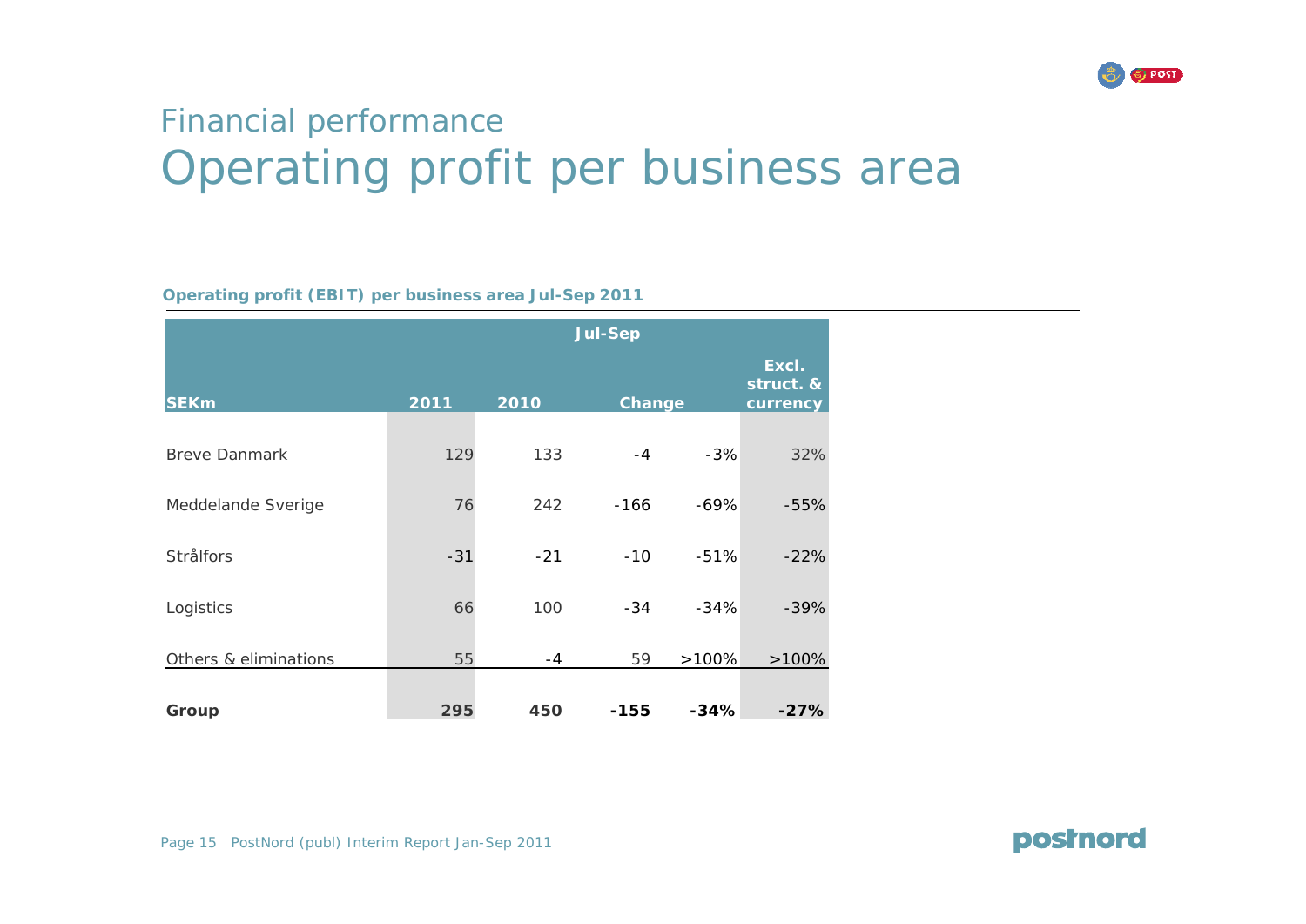## Financial performance

# Operating profit per business area

**Operating profit (EBIT) per business area Jul-Sep 2011**

| | Jul-Sep | | | | |
|---|---|---|---|---|---|
| SEKm | 2011 | 2010 | Change | | Excl. struct. & currency |
| Breve Danmark | 129 | 133 | -4 | -3% | 32% |
| Meddelande Sverige | 76 | 242 | -166 | -69% | -55% |
| Strålfors | -31 | -21 | -10 | -51% | -22% |
| Logistics | 66 | 100 | -34 | -34% | -39% |
| Others & eliminations | 55 | -4 | 59 | >100% | >100% |
| **Group** | **295** | **450** | **-155** | **-34%** | **-27%** |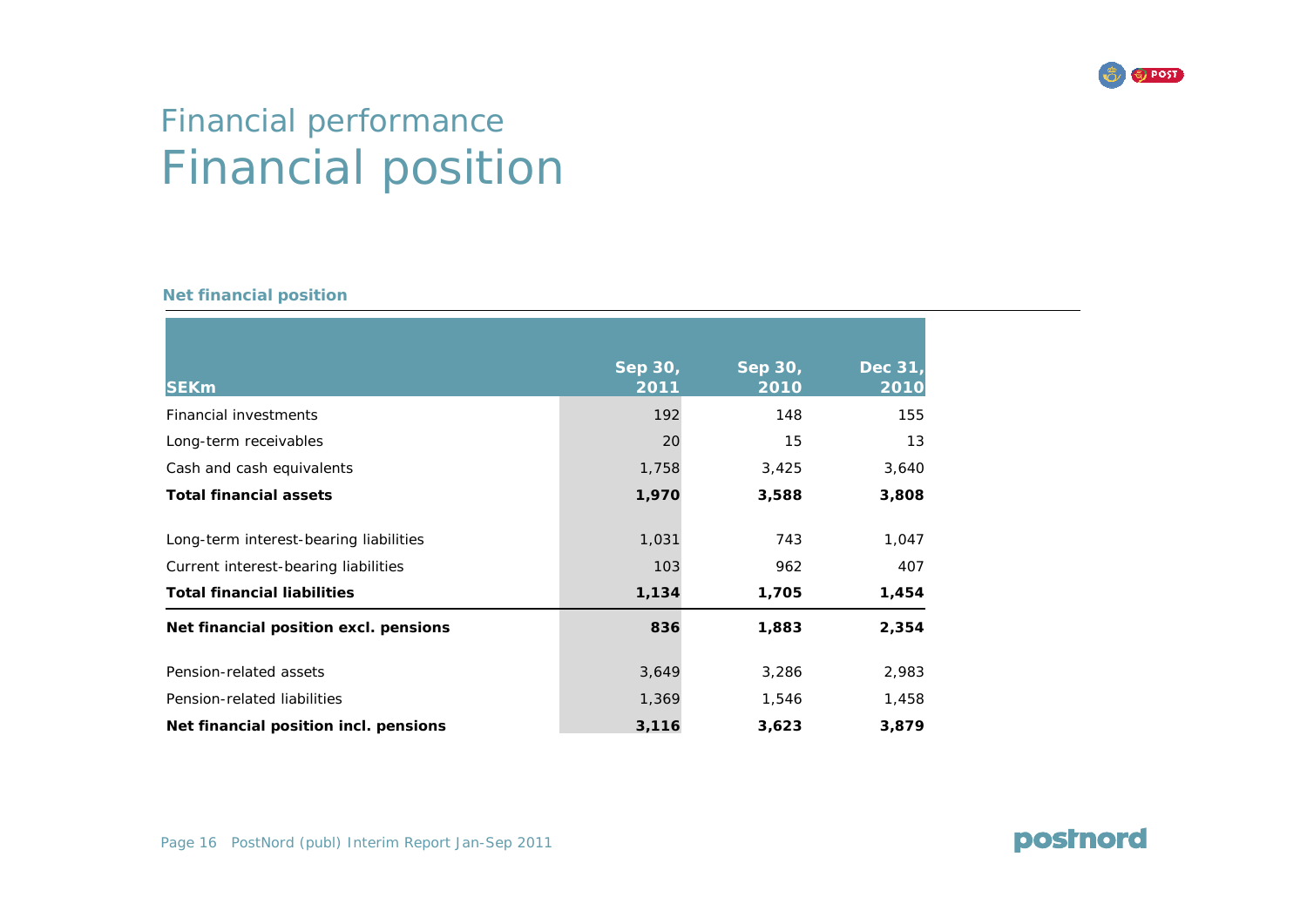# Financial performance

## Financial position

### Net financial position

| SEKm | Sep 30, 2011 | Sep 30, 2010 | Dec 31, 2010 |
|---|---|---|---|
| Financial investments | 192 | 148 | 155 |
| Long-term receivables | 20 | 15 | 13 |
| Cash and cash equivalents | 1,758 | 3,425 | 3,640 |
| **Total financial assets** | **1,970** | **3,588** | **3,808** |
| | | | |
| Long-term interest-bearing liabilities | 1,031 | 743 | 1,047 |
| Current interest-bearing liabilities | 103 | 962 | 407 |
| **Total financial liabilities** | **1,134** | **1,705** | **1,454** |
| **Net financial position excl. pensions** | **836** | **1,883** | **2,354** |
| | | | |
| Pension-related assets | 3,649 | 3,286 | 2,983 |
| Pension-related liabilities | 1,369 | 1,546 | 1,458 |
| **Net financial position incl. pensions** | **3,116** | **3,623** | **3,879** |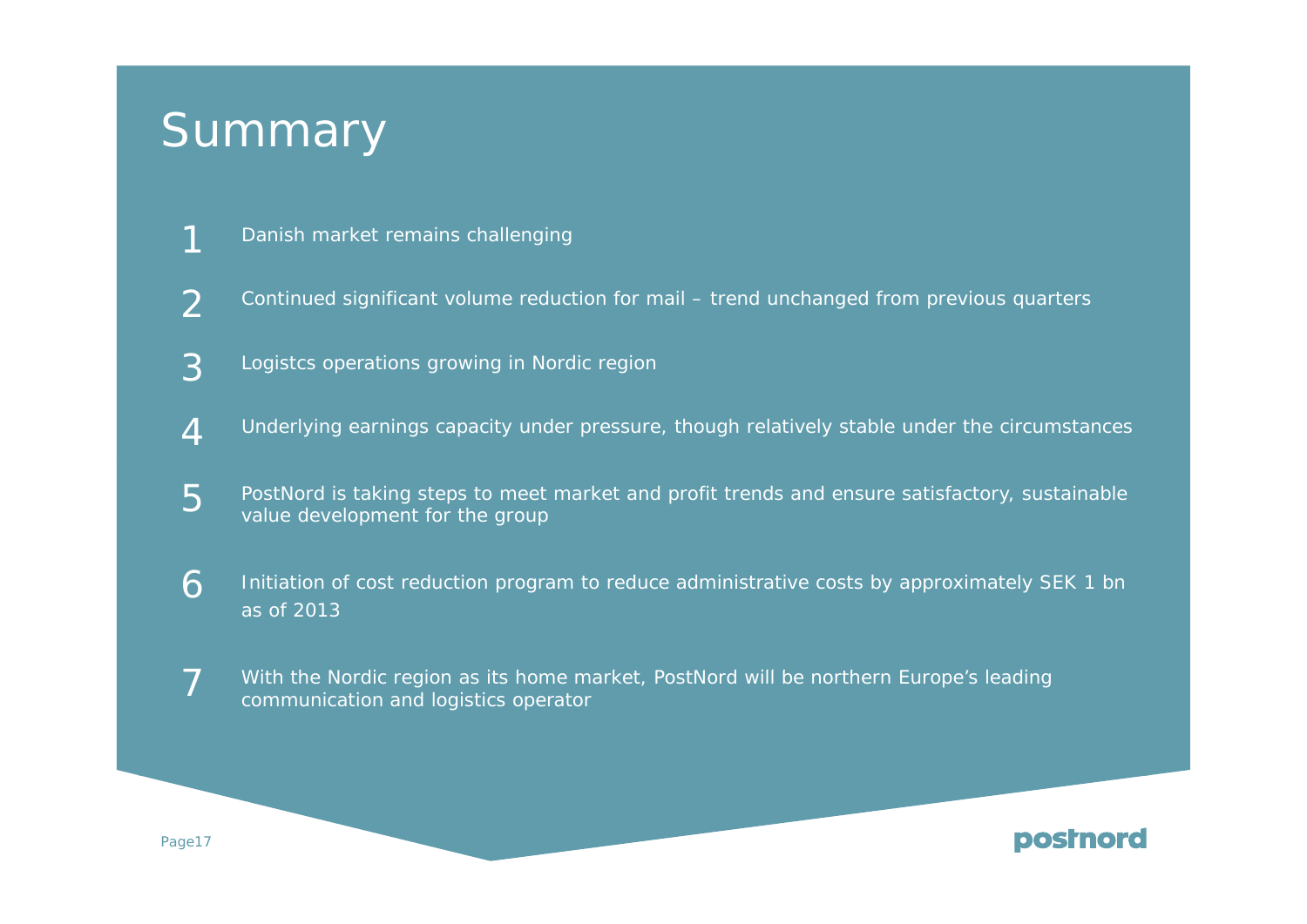# Summary

1. Danish market remains challenging
2. Continued significant volume reduction for mail – trend unchanged from previous quarters
3. Logistcs operations growing in Nordic region
4. Underlying earnings capacity under pressure, though relatively stable under the circumstances
5. PostNord is taking steps to meet market and profit trends and ensure satisfactory, sustainable value development for the group
6. Initiation of cost reduction program to reduce administrative costs by approximately SEK 1 bn as of 2013
7. With the Nordic region as its home market, PostNord will be northern Europe's leading communication and logistics operator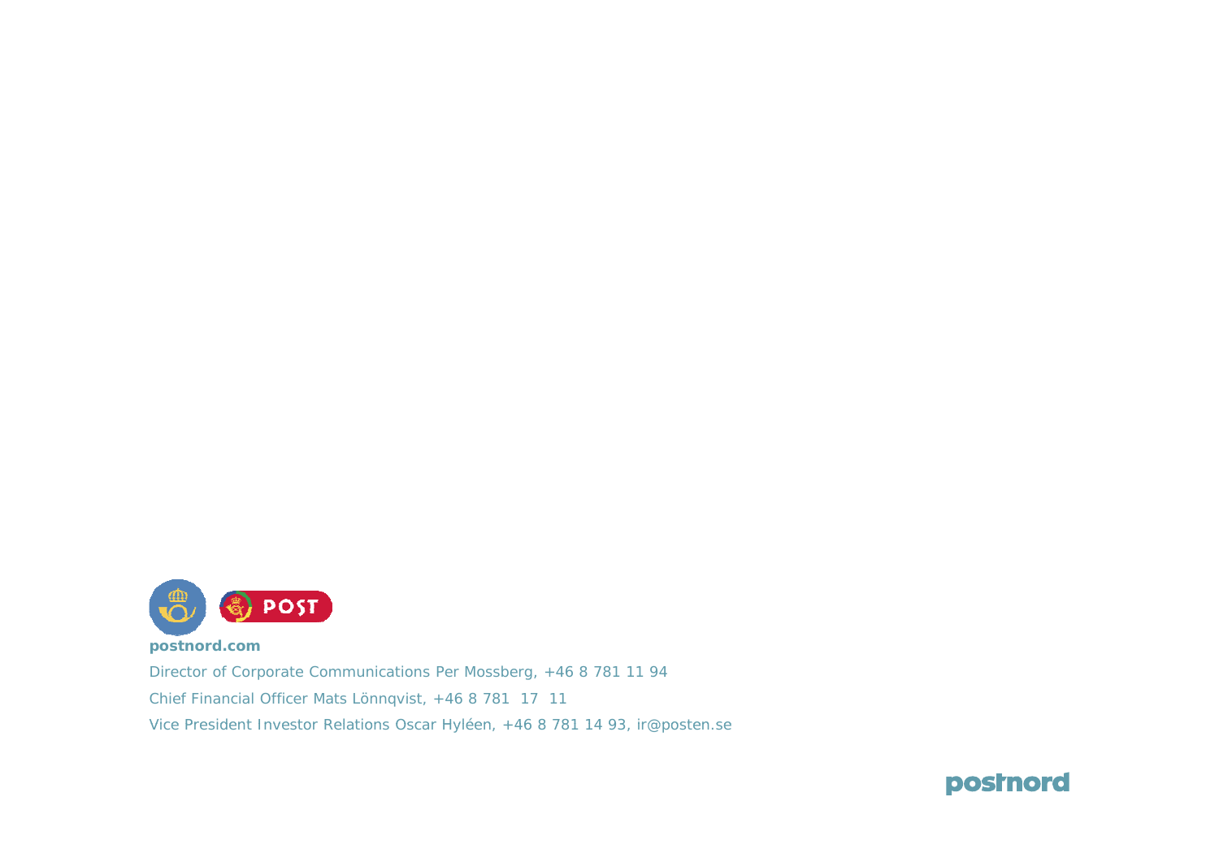**postnord.com**

Director of Corporate Communications Per Mossberg, +46 8 781 11 94

Chief Financial Officer Mats Lönnqvist, +46 8 781  17  11

Vice President Investor Relations Oscar Hyléen, +46 8 781 14 93, ir@posten.se